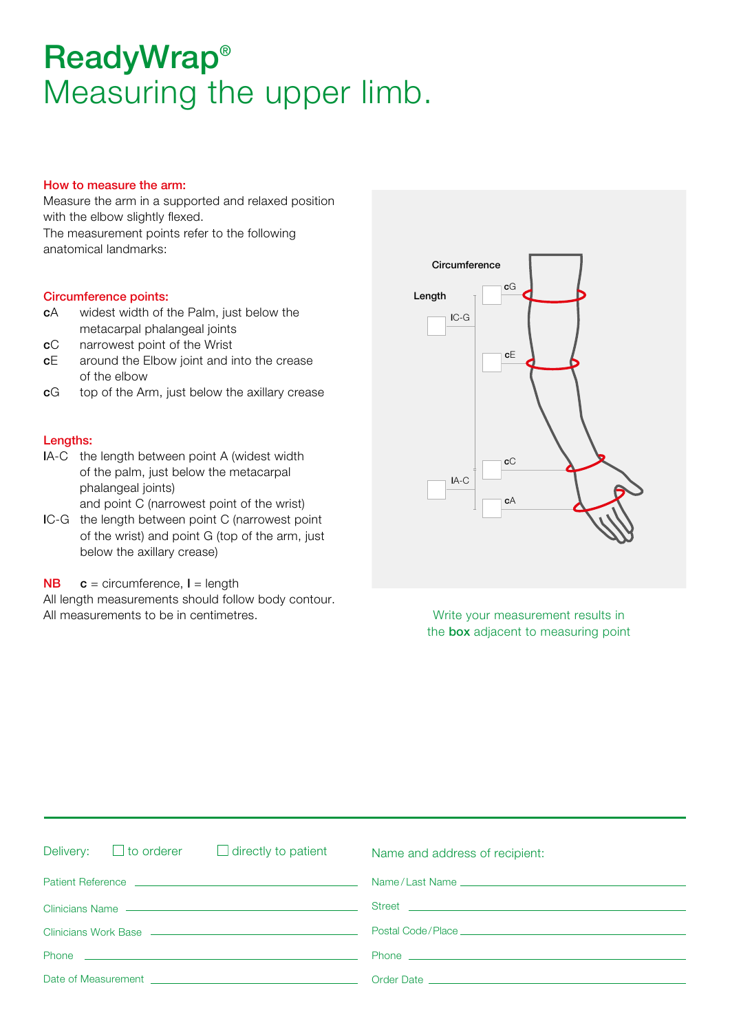# ReadyWrap®
## Measuring the upper limb.

**How to measure the arm:**
Measure the arm in a supported and relaxed position with the elbow slightly flexed.
The measurement points refer to the following anatomical landmarks:

**Circumference points:**

- **c**A widest width of the Palm, just below the metacarpal phalangeal joints
- **c**C narrowest point of the Wrist
- **c**E around the Elbow joint and into the crease of the elbow
- **c**G top of the Arm, just below the axillary crease

**Lengths:**

- **l**A-C the length between point A (widest width of the palm, just below the metacarpal phalangeal joints) and point C (narrowest point of the wrist)
- **l**C-G the length between point C (narrowest point of the wrist) and point G (top of the arm, just below the axillary crease)

**NB** **c** = circumference, **l** = length
All length measurements should follow body contour.
All measurements to be in centimetres.

Circumference

Length

cG

lC-G

cE

cC

lA-C

cA

Write your measurement results in the **box** adjacent to measuring point

---

Delivery: ☐ to orderer ☐ directly to patient

Patient Reference ______________________

Clinicians Name ______________________

Clinicians Work Base ______________________

Phone ______________________

Date of Measurement ______________________

Name and address of recipient:

Name / Last Name ______________________

Street ______________________

Postal Code / Place ______________________

Phone ______________________

Order Date ______________________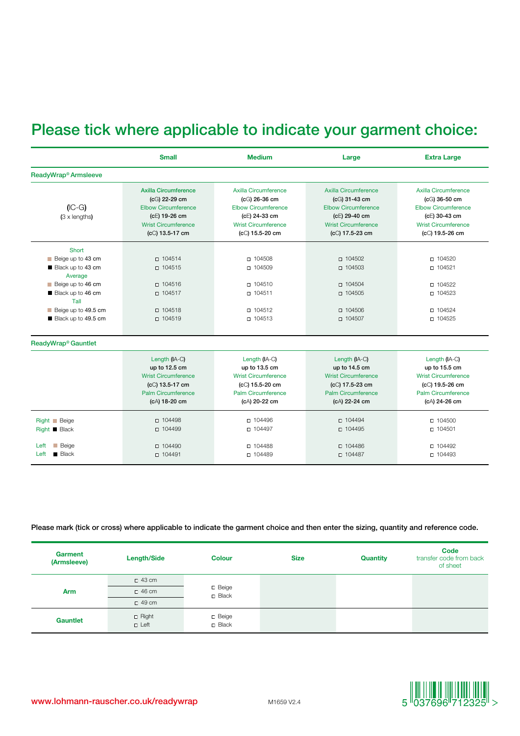# Please tick where applicable to indicate your garment choice:

| | Small | Medium | Large | Extra Large |
|---|---|---|---|---|
| **ReadyWrap® Armsleeve** | | | | |
| (IC-G) (3 x lengths) | Axilla Circumference (cG) 22-29 cm Elbow Circumference (cE) 19-26 cm Wrist Circumference (cC) 13.5-17 cm | Axilla Circumference (cG) 26-36 cm Elbow Circumference (cE) 24-33 cm Wrist Circumference (cC) 15.5-20 cm | Axilla Circumference (cG) 31-43 cm Elbow Circumference (cE) 29-40 cm Wrist Circumference (cC) 17.5-23 cm | Axilla Circumference (cG) 36-50 cm Elbow Circumference (cE) 30-43 cm Wrist Circumference (cC) 19.5-26 cm |
| Short | | | | |
| Beige up to 43 cm | ☐ 104514 | ☐ 104508 | ☐ 104502 | ☐ 104520 |
| Black up to 43 cm | ☐ 104515 | ☐ 104509 | ☐ 104503 | ☐ 104521 |
| Average | | | | |
| Beige up to 46 cm | ☐ 104516 | ☐ 104510 | ☐ 104504 | ☐ 104522 |
| Black up to 46 cm | ☐ 104517 | ☐ 104511 | ☐ 104505 | ☐ 104523 |
| Tall | | | | |
| Beige up to 49.5 cm | ☐ 104518 | ☐ 104512 | ☐ 104506 | ☐ 104524 |
| Black up to 49.5 cm | ☐ 104519 | ☐ 104513 | ☐ 104507 | ☐ 104525 |
| **ReadyWrap® Gauntlet** | | | | |
| | Length (IA-C) up to 12.5 cm Wrist Circumference (cC) 13.5-17 cm Palm Circumference (cA) 18-20 cm | Length (IA-C) up to 13.5 cm Wrist Circumference (cC) 15.5-20 cm Palm Circumference (cA) 20-22 cm | Length (IA-C) up to 14.5 cm Wrist Circumference (cC) 17.5-23 cm Palm Circumference (cA) 22-24 cm | Length (IA-C) up to 15.5 cm Wrist Circumference (cC) 19.5-26 cm Palm Circumference (cA) 24-26 cm |
| Right Beige | ☐ 104498 | ☐ 104496 | ☐ 104494 | ☐ 104500 |
| Right Black | ☐ 104499 | ☐ 104497 | ☐ 104495 | ☐ 104501 |
| Left Beige | ☐ 104490 | ☐ 104488 | ☐ 104486 | ☐ 104492 |
| Left Black | ☐ 104491 | ☐ 104489 | ☐ 104487 | ☐ 104493 |

**Please mark (tick or cross) where applicable to indicate the garment choice and then enter the sizing, quantity and reference code.**

| Garment (Armsleeve) | Length/Side | Colour | Size | Quantity | Code transfer code from back of sheet |
|---|---|---|---|---|---|
| **Arm** | ☐ 43 cm ☐ 46 cm ☐ 49 cm | ☐ Beige ☐ Black | | | |
| **Gauntlet** | ☐ Right ☐ Left | ☐ Beige ☐ Black | | | |

www.lohmann-rauscher.co.uk/readywrap

M1659 V2.4

5 037696 712325 >